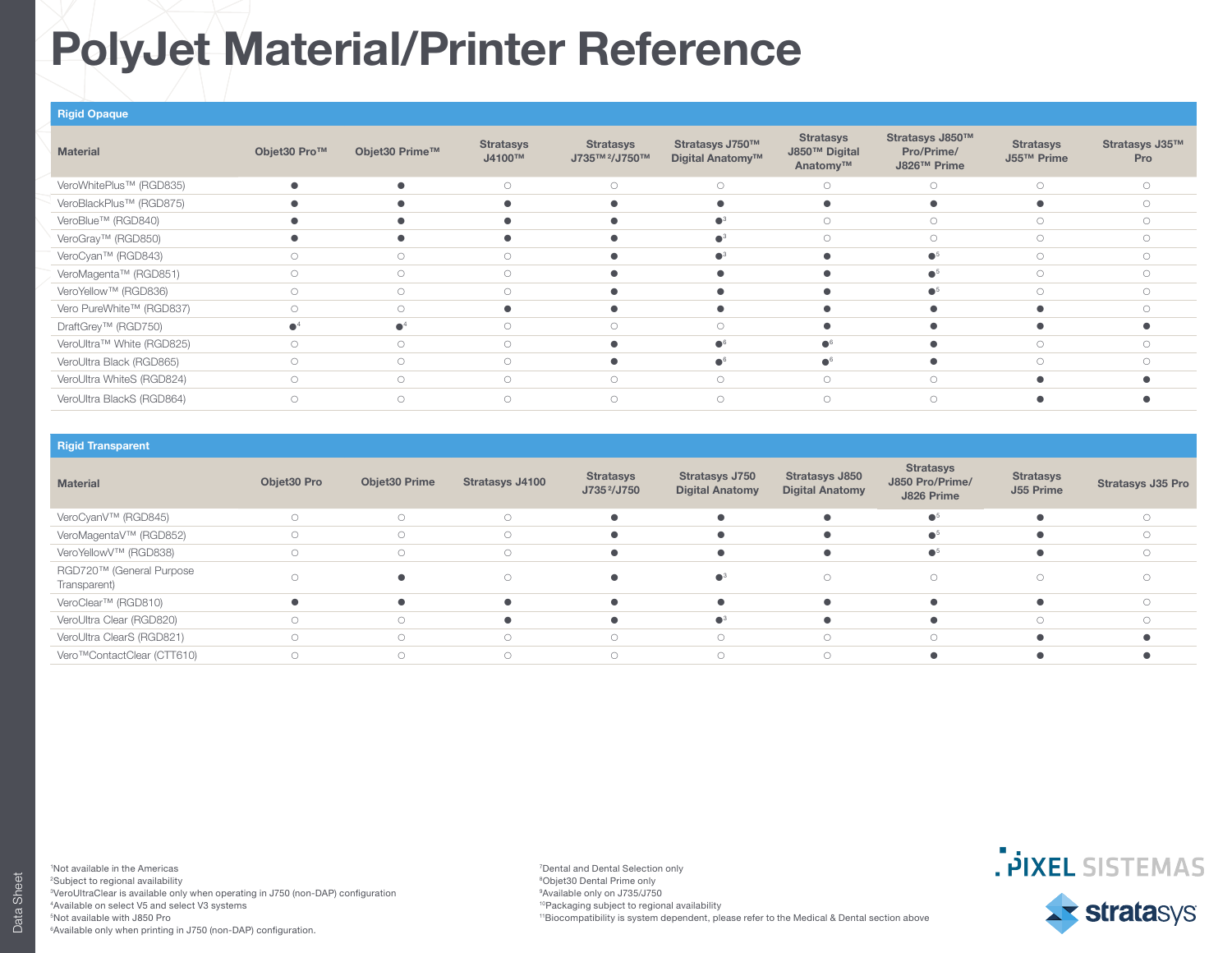# PolyJet Material/Printer Reference

## Rigid Opaque

| Material | Objet30 Pro™ | Objet30 Prime™ | Stratasys J4100™ | Stratasys J735™ [2]/J750™ | Stratasys J750™ Digital Anatomy™ | Stratasys J850™ Digital Anatomy™ | Stratasys J850™ Pro/Prime/ J826™ Prime | Stratasys J55™ Prime | Stratasys J35™ Pro |
|---|---|---|---|---|---|---|---|---|---|
| VeroWhitePlus™ (RGD835) | ● | ● | ○ | ○ | ○ | ○ | ○ | ○ | ○ |
| VeroBlackPlus™ (RGD875) | ● | ● | ● | ● | ● | ● | ● | ● | ○ |
| VeroBlue™ (RGD840) | ● | ● | ● | ● | ●[3] | ○ | ○ | ○ | ○ |
| VeroGray™ (RGD850) | ● | ● | ● | ● | ●[3] | ○ | ○ | ○ | ○ |
| VeroCyan™ (RGD843) | ○ | ○ | ○ | ● | ●[3] | ● | ●[5] | ○ | ○ |
| VeroMagenta™ (RGD851) | ○ | ○ | ○ | ● | ● | ● | ●[5] | ○ | ○ |
| VeroYellow™ (RGD836) | ○ | ○ | ○ | ● | ● | ● | ●[5] | ○ | ○ |
| Vero PureWhite™ (RGD837) | ○ | ○ | ● | ● | ● | ● | ● | ● | ○ |
| DraftGrey™ (RGD750) | ●[4] | ●[4] | ○ | ○ | ○ | ● | ● | ● | ● |
| VeroUltra™ White (RGD825) | ○ | ○ | ○ | ● | ●[6] | ●[6] | ● | ○ | ○ |
| VeroUltra Black (RGD865) | ○ | ○ | ○ | ● | ●[6] | ●[6] | ● | ○ | ○ |
| VeroUltra WhiteS (RGD824) | ○ | ○ | ○ | ○ | ○ | ○ | ○ | ● | ● |
| VeroUltra BlackS (RGD864) | ○ | ○ | ○ | ○ | ○ | ○ | ○ | ● | ● |

## Rigid Transparent

| Material | Objet30 Pro | Objet30 Prime | Stratasys J4100 | Stratasys J735 [2]/J750 | Stratasys J750 Digital Anatomy | Stratasys J850 Digital Anatomy | Stratasys J850 Pro/Prime/ J826 Prime | Stratasys J55 Prime | Stratasys J35 Pro |
|---|---|---|---|---|---|---|---|---|---|
| VeroCyanV™ (RGD845) | ○ | ○ | ○ | ● | ● | ● | ●[5] | ● | ○ |
| VeroMagentaV™ (RGD852) | ○ | ○ | ○ | ● | ● | ● | ●[5] | ● | ○ |
| VeroYellowV™ (RGD838) | ○ | ○ | ○ | ● | ● | ● | ●[5] | ● | ○ |
| RGD720™ (General Purpose Transparent) | ○ | ● | ○ | ● | ●[3] | ○ | ○ | ○ | ○ |
| VeroClear™ (RGD810) | ● | ● | ● | ● | ● | ● | ● | ● | ○ |
| VeroUltra Clear (RGD820) | ○ | ○ | ● | ● | ●[3] | ● | ● | ○ | ○ |
| VeroUltra ClearS (RGD821) | ○ | ○ | ○ | ○ | ○ | ○ | ○ | ● | ● |
| Vero™ContactClear (CTT610) | ○ | ○ | ○ | ○ | ○ | ○ | ● | ● | ● |

[1] Not available in the Americas
[2] Subject to regional availability
[3] VeroUltraClear is available only when operating in J750 (non-DAP) configuration
[4] Available on select V5 and select V3 systems
[5] Not available with J850 Pro
[6] Available only when printing in J750 (non-DAP) configuration.
[7] Dental and Dental Selection only
[8] Objet30 Dental Prime only
[9] Available only on J735/J750
[10] Packaging subject to regional availability
[11] Biocompatibility is system dependent, please refer to the Medical & Dental section above

PIXEL SISTEMAS

stratasys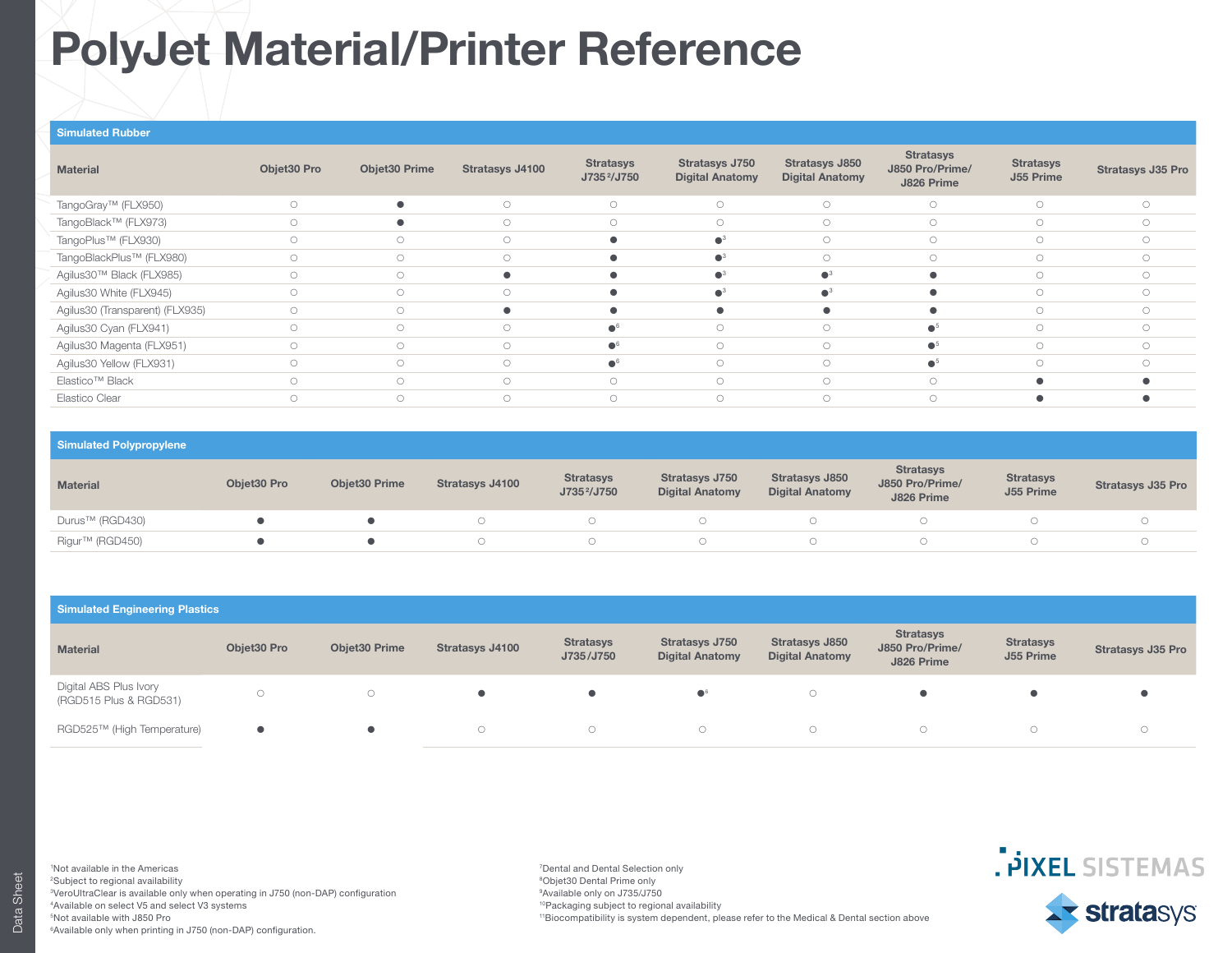# PolyJet Material/Printer Reference

## Simulated Rubber

| Material | Objet30 Pro | Objet30 Prime | Stratasys J4100 | Stratasys J735[2]/J750 | Stratasys J750 Digital Anatomy | Stratasys J850 Digital Anatomy | Stratasys J850 Pro/Prime/ J826 Prime | Stratasys J55 Prime | Stratasys J35 Pro |
|---|---|---|---|---|---|---|---|---|---|
| TangoGray™ (FLX950) | ○ | ● | ○ | ○ | ○ | ○ | ○ | ○ | ○ |
| TangoBlack™ (FLX973) | ○ | ● | ○ | ○ | ○ | ○ | ○ | ○ | ○ |
| TangoPlus™ (FLX930) | ○ | ○ | ○ | ● | ●[3] | ○ | ○ | ○ | ○ |
| TangoBlackPlus™ (FLX980) | ○ | ○ | ○ | ● | ●[3] | ○ | ○ | ○ | ○ |
| Agilus30™ Black (FLX985) | ○ | ○ | ● | ● | ●[3] | ●[3] | ● | ○ | ○ |
| Agilus30 White (FLX945) | ○ | ○ | ○ | ● | ●[3] | ●[3] | ● | ○ | ○ |
| Agilus30 (Transparent) (FLX935) | ○ | ○ | ● | ● | ● | ● | ● | ○ | ○ |
| Agilus30 Cyan (FLX941) | ○ | ○ | ○ | ●[6] | ○ | ○ | ●[5] | ○ | ○ |
| Agilus30 Magenta (FLX951) | ○ | ○ | ○ | ●[6] | ○ | ○ | ●[5] | ○ | ○ |
| Agilus30 Yellow (FLX931) | ○ | ○ | ○ | ●[6] | ○ | ○ | ●[5] | ○ | ○ |
| Elastico™ Black | ○ | ○ | ○ | ○ | ○ | ○ | ○ | ● | ● |
| Elastico Clear | ○ | ○ | ○ | ○ | ○ | ○ | ○ | ● | ● |

## Simulated Polypropylene

| Material | Objet30 Pro | Objet30 Prime | Stratasys J4100 | Stratasys J735[2]/J750 | Stratasys J750 Digital Anatomy | Stratasys J850 Digital Anatomy | Stratasys J850 Pro/Prime/ J826 Prime | Stratasys J55 Prime | Stratasys J35 Pro |
|---|---|---|---|---|---|---|---|---|---|
| Durus™ (RGD430) | ● | ● | ○ | ○ | ○ | ○ | ○ | ○ | ○ |
| Rigur™ (RGD450) | ● | ● | ○ | ○ | ○ | ○ | ○ | ○ | ○ |

## Simulated Engineering Plastics

| Material | Objet30 Pro | Objet30 Prime | Stratasys J4100 | Stratasys J735/J750 | Stratasys J750 Digital Anatomy | Stratasys J850 Digital Anatomy | Stratasys J850 Pro/Prime/ J826 Prime | Stratasys J55 Prime | Stratasys J35 Pro |
|---|---|---|---|---|---|---|---|---|---|
| Digital ABS Plus Ivory (RGD515 Plus & RGD531) | ○ | ○ | ● | ● | ●[6] | ○ | ● | ● | ● |
| RGD525™ (High Temperature) | ● | ● | ○ | ○ | ○ | ○ | ○ | ○ | ○ |

[1]Not available in the Americas
[2]Subject to regional availability
[3]VeroUltraClear is available only when operating in J750 (non-DAP) configuration
[4]Available on select V5 and select V3 systems
[5]Not available with J850 Pro
[6]Available only when printing in J750 (non-DAP) configuration.
[7]Dental and Dental Selection only
[8]Objet30 Dental Prime only
[9]Available only on J735/J750
[10]Packaging subject to regional availability
[11]Biocompatibility is system dependent, please refer to the Medical & Dental section above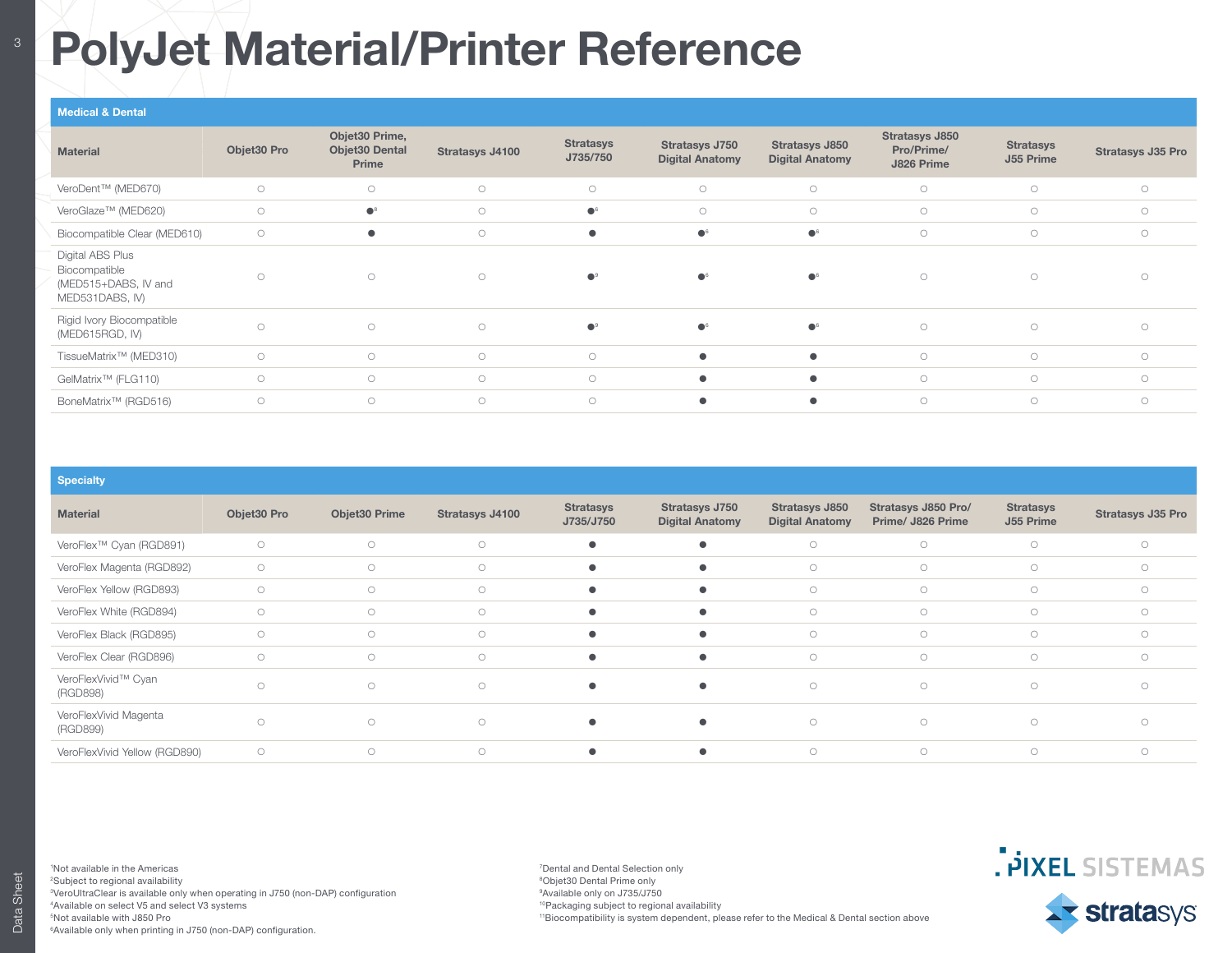# PolyJet Material/Printer Reference

**Medical & Dental**

| Material | Objet30 Pro | Objet30 Prime, Objet30 Dental Prime | Stratasys J4100 | Stratasys J735/750 | Stratasys J750 Digital Anatomy | Stratasys J850 Digital Anatomy | Stratasys J850 Pro/Prime/ J826 Prime | Stratasys J55 Prime | Stratasys J35 Pro |
|---|---|---|---|---|---|---|---|---|---|
| VeroDent™ (MED670) | ○ | ○ | ○ | ○ | ○ | ○ | ○ | ○ | ○ |
| VeroGlaze™ (MED620) | ○ | ●[8] | ○ | ●[6] | ○ | ○ | ○ | ○ | ○ |
| Biocompatible Clear (MED610) | ○ | ● | ○ | ● | ●[6] | ●[6] | ○ | ○ | ○ |
| Digital ABS Plus Biocompatible (MED515+DABS, IV and MED531DABS, IV) | ○ | ○ | ○ | ●[9] | ●[6] | ●[6] | ○ | ○ | ○ |
| Rigid Ivory Biocompatible (MED615RGD, IV) | ○ | ○ | ○ | ●[9] | ●[6] | ●[6] | ○ | ○ | ○ |
| TissueMatrix™ (MED310) | ○ | ○ | ○ | ○ | ● | ● | ○ | ○ | ○ |
| GelMatrix™ (FLG110) | ○ | ○ | ○ | ○ | ● | ● | ○ | ○ | ○ |
| BoneMatrix™ (RGD516) | ○ | ○ | ○ | ○ | ● | ● | ○ | ○ | ○ |

**Specialty**

| Material | Objet30 Pro | Objet30 Prime | Stratasys J4100 | Stratasys J735/J750 | Stratasys J750 Digital Anatomy | Stratasys J850 Digital Anatomy | Stratasys J850 Pro/ Prime/ J826 Prime | Stratasys J55 Prime | Stratasys J35 Pro |
|---|---|---|---|---|---|---|---|---|---|
| VeroFlex™ Cyan (RGD891) | ○ | ○ | ○ | ● | ● | ○ | ○ | ○ | ○ |
| VeroFlex Magenta (RGD892) | ○ | ○ | ○ | ● | ● | ○ | ○ | ○ | ○ |
| VeroFlex Yellow (RGD893) | ○ | ○ | ○ | ● | ● | ○ | ○ | ○ | ○ |
| VeroFlex White (RGD894) | ○ | ○ | ○ | ● | ● | ○ | ○ | ○ | ○ |
| VeroFlex Black (RGD895) | ○ | ○ | ○ | ● | ● | ○ | ○ | ○ | ○ |
| VeroFlex Clear (RGD896) | ○ | ○ | ○ | ● | ● | ○ | ○ | ○ | ○ |
| VeroFlexVivid™ Cyan (RGD898) | ○ | ○ | ○ | ● | ● | ○ | ○ | ○ | ○ |
| VeroFlexVivid Magenta (RGD899) | ○ | ○ | ○ | ● | ● | ○ | ○ | ○ | ○ |
| VeroFlexVivid Yellow (RGD890) | ○ | ○ | ○ | ● | ● | ○ | ○ | ○ | ○ |

[1]Not available in the Americas
[2]Subject to regional availability
[3]VeroUltraClear is available only when operating in J750 (non-DAP) configuration
[4]Available on select V5 and select V3 systems
[5]Not available with J850 Pro
[6]Available only when printing in J750 (non-DAP) configuration.
[7]Dental and Dental Selection only
[8]Objet30 Dental Prime only
[9]Available only on J735/J750
[10]Packaging subject to regional availability
[11]Biocompatibility is system dependent, please refer to the Medical & Dental section above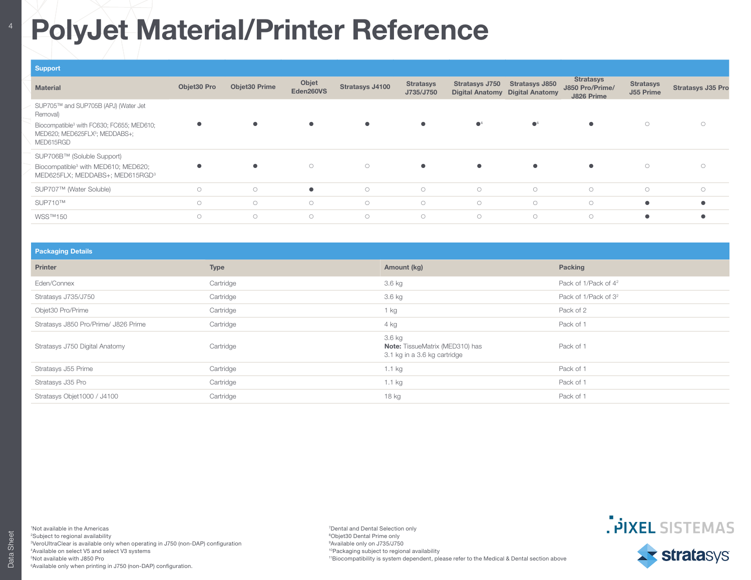# PolyJet Material/Printer Reference

| Support | | | | | | | | | | |
|---|---|---|---|---|---|---|---|---|---|---|
| **Material** | **Objet30 Pro** | **Objet30 Prime** | **Objet Eden260VS** | **Stratasys J4100** | **Stratasys J735/J750** | **Stratasys J750 Digital Anatomy** | **Stratasys J850 Digital Anatomy** | **Stratasys J850 Pro/Prime/ J826 Prime** | **Stratasys J55 Prime** | **Stratasys J35 Pro** |
| SUP705™ and SUP705B (APJ) (Water Jet Removal) Biocompatible[3] with FC630; FC655; MED610; MED620; MED625FLX[5]; MEDDABS+; MED615RGD | ● | ● | ● | ● | ● | ●[6] | ●[6] | ● | ○ | ○ |
| SUP706B™ (Soluble Support) Biocompatible[3] with MED610; MED620; MED625FLX; MEDDABS+; MED615RGD[3] | ● | ● | ○ | ○ | ● | ● | ● | ● | ○ | ○ |
| SUP707™ (Water Soluble) | ○ | ○ | ● | ○ | ○ | ○ | ○ | ○ | ○ | ○ |
| SUP710™ | ○ | ○ | ○ | ○ | ○ | ○ | ○ | ○ | ● | ● |
| WSS™150 | ○ | ○ | ○ | ○ | ○ | ○ | ○ | ○ | ● | ● |

| Packaging Details | | | |
|---|---|---|---|
| **Printer** | **Type** | **Amount (kg)** | **Packing** |
| Eden/Connex | Cartridge | 3.6 kg | Pack of 1/Pack of 4[2] |
| Stratasys J735/J750 | Cartridge | 3.6 kg | Pack of 1/Pack of 3[2] |
| Objet30 Pro/Prime | Cartridge | 1 kg | Pack of 2 |
| Stratasys J850 Pro/Prime/ J826 Prime | Cartridge | 4 kg | Pack of 1 |
| Stratasys J750 Digital Anatomy | Cartridge | 3.6 kg **Note:** TissueMatrix (MED310) has 3.1 kg in a 3.6 kg cartridge | Pack of 1 |
| Stratasys J55 Prime | Cartridge | 1.1 kg | Pack of 1 |
| Stratasys J35 Pro | Cartridge | 1.1 kg | Pack of 1 |
| Stratasys Objet1000 / J4100 | Cartridge | 18 kg | Pack of 1 |

[1]Not available in the Americas
[2]Subject to regional availability
[3]VeroUltraClear is available only when operating in J750 (non-DAP) configuration
[4]Available on select V5 and select V3 systems
[5]Not available with J850 Pro
[6]Available only when printing in J750 (non-DAP) configuration.
[7]Dental and Dental Selection only
[8]Objet30 Dental Prime only
[9]Available only on J735/J750
[10]Packaging subject to regional availability
[11]Biocompatibility is system dependent, please refer to the Medical & Dental section above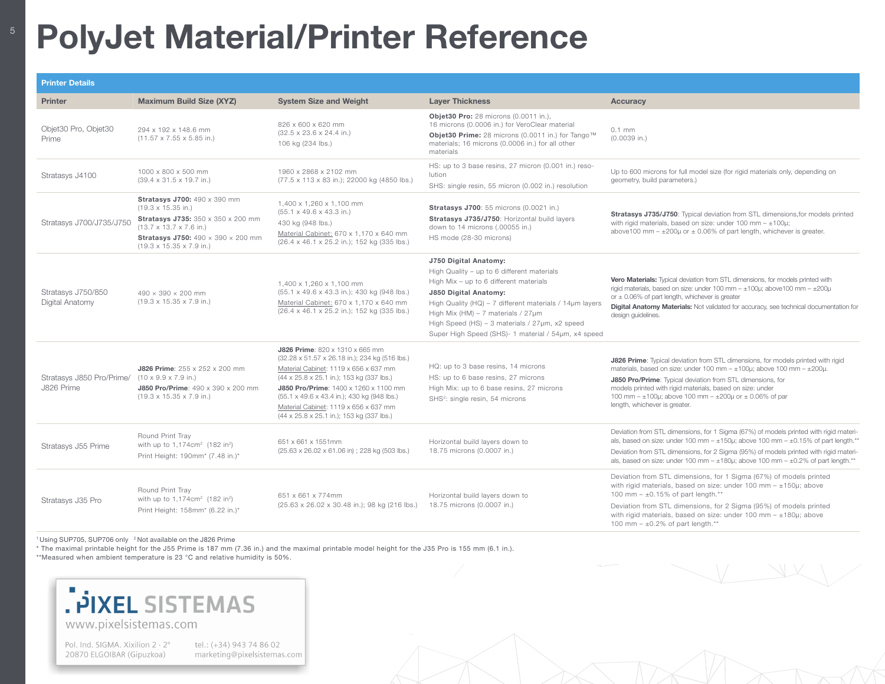# PolyJet Material/Printer Reference

| Printer Details | | | | |
|---|---|---|---|---|
| **Printer** | **Maximum Build Size (XYZ)** | **System Size and Weight** | **Layer Thickness** | **Accuracy** |
| Objet30 Pro, Objet30 Prime | 294 x 192 x 148.6 mm (11.57 x 7.55 x 5.85 in.) | 826 x 600 x 620 mm (32.5 x 23.6 x 24.4 in.) 106 kg (234 lbs.) | **Objet30 Pro:** 28 microns (0.0011 in.), 16 microns (0.0006 in.) for VeroClear material **Objet30 Prime:** 28 microns (0.0011 in.) for Tango™ materials; 16 microns (0.0006 in.) for all other materials | 0.1 mm (0.0039 in.) |
| Stratasys J4100 | 1000 x 800 x 500 mm (39.4 x 31.5 x 19.7 in.) | 1960 x 2868 x 2102 mm (77.5 x 113 x 83 in.); 22000 kg (4850 lbs.) | HS: up to 3 base resins, 27 micron (0.001 in.) resolution SHS: single resin, 55 micron (0.002 in.) resolution | Up to 600 microns for full model size (for rigid materials only, depending on geometry, build parameters.) |
| Stratasys J700/J735/J750 | **Stratasys J700:** 490 x 390 mm (19.3 x 15.35 in.) **Stratasys J735:** 350 x 350 x 200 mm (13.7 x 13.7 x 7.6 in.) **Stratasys J750:** 490 × 390 × 200 mm (19.3 x 15.35 x 7.9 in.) | 1,400 x 1,260 x 1,100 mm (55.1 x 49.6 x 43.3 in.) 430 kg (948 lbs.) Material Cabinet: 670 x 1,170 x 640 mm (26.4 x 46.1 x 25.2 in.); 152 kg (335 lbs.) | **Stratasys J700**: 55 microns (0.0021 in.) **Stratasys J735/J750**: Horizontal build layers down to 14 microns (.00055 in.) HS mode (28-30 microns) | **Stratasys J735/J750**: Typical deviation from STL dimensions,for models printed with rigid materials, based on size: under 100 mm – ±100µ; above100 mm – ±200µ or ± 0.06% of part length, whichever is greater. |
| Stratasys J750/850 Digital Anatomy | 490 × 390 × 200 mm (19.3 x 15.35 x 7.9 in.) | 1,400 x 1,260 x 1,100 mm (55.1 x 49.6 x 43.3 in.); 430 kg (948 lbs.) Material Cabinet: 670 x 1,170 x 640 mm (26.4 x 46.1 x 25.2 in.); 152 kg (335 lbs.) | **J750 Digital Anatomy:** High Quality – up to 6 different materials High Mix – up to 6 different materials **J850 Digital Anatomy:** High Quality (HQ) – 7 different materials / 14µm layers High Mix (HM) – 7 materials / 27µm High Speed (HS) – 3 materials / 27µm, x2 speed Super High Speed (SHS)- 1 material / 54µm, x4 speed | **Vero Materials:** Typical deviation from STL dimensions, for models printed with rigid materials, based on size: under 100 mm – ±100µ; above100 mm – ±200µ or ± 0.06% of part length, whichever is greater **Digital Anatomy Materials:** Not validated for accuracy, see technical documentation for design guidelines. |
| Stratasys J850 Pro/Prime/ J826 Prime | **J826 Prime**: 255 x 252 x 200 mm (10 x 9.9 x 7.9 in.) **J850 Pro/Prime**: 490 x 390 x 200 mm (19.3 x 15.35 x 7.9 in.) | **J826 Prime**: 820 x 1310 x 665 mm (32.28 x 51.57 x 26.18 in.); 234 kg (516 lbs.) Material Cabinet: 1119 x 656 x 637 mm (44 x 25.8 x 25.1 in.); 153 kg (337 lbs.) **J850 Pro/Prime**: 1400 x 1260 x 1100 mm (55.1 x 49.6 x 43.4 in.); 430 kg (948 lbs.) Material Cabinet: 1119 x 656 x 637 mm (44 x 25.8 x 25.1 in.); 153 kg (337 lbs.) | HQ: up to 3 base resins, 14 microns HS: up to 6 base resins, 27 microns High Mix: up to 6 base resins, 27 microns SHS[2]: single resin, 54 microns | **J826 Prime**: Typical deviation from STL dimensions, for models printed with rigid materials, based on size: under 100 mm – ±100µ; above 100 mm – ±200µ. **J850 Pro/Prime**: Typical deviation from STL dimensions, for models printed with rigid materials, based on size: under 100 mm – ±100µ; above 100 mm – ±200µ or ± 0.06% of par length, whichever is greater. |
| Stratasys J55 Prime | Round Print Tray with up to 1,174cm² (182 in²) Print Height: 190mm* (7.48 in.)* | 651 x 661 x 1551mm (25.63 x 26.02 x 61.06 in) ; 228 kg (503 lbs.) | Horizontal build layers down to 18.75 microns (0.0007 in.) | Deviation from STL dimensions, for 1 Sigma (67%) of models printed with rigid materials, based on size: under 100 mm – ±150µ; above 100 mm – ±0.15% of part length.** Deviation from STL dimensions, for 2 Sigma (95%) of models printed with rigid materials, based on size: under 100 mm – ±180µ; above 100 mm – ±0.2% of part length.** |
| Stratasys J35 Pro | Round Print Tray with up to 1,174cm² (182 in²) Print Height: 158mm* (6.22 in.)* | 651 x 661 x 774mm (25.63 x 26.02 x 30.48 in.); 98 kg (216 lbs.) | Horizontal build layers down to 18.75 microns (0.0007 in.) | Deviation from STL dimensions, for 1 Sigma (67%) of models printed with rigid materials, based on size: under 100 mm – ±150µ; above 100 mm – ±0.15% of part length.** Deviation from STL dimensions, for 2 Sigma (95%) of models printed with rigid materials, based on size: under 100 mm – ±180µ; above 100 mm – ±0.2% of part length.** |

[1] Using SUP705, SUP706 only [2] Not available on the J826 Prime

\* The maximal printable height for the J55 Prime is 187 mm (7.36 in.) and the maximal printable model height for the J35 Pro is 155 mm (6.1 in.).

**Measured when ambient temperature is 23 °C and relative humidity is 50%.

PIXEL SISTEMAS
www.pixelsistemas.com

Pol. Ind. SIGMA. Xixilion 2 · 2°
20870 ELGOIBAR (Gipuzkoa)

tel.: (+34) 943 74 86 02
marketing@pixelsistemas.com